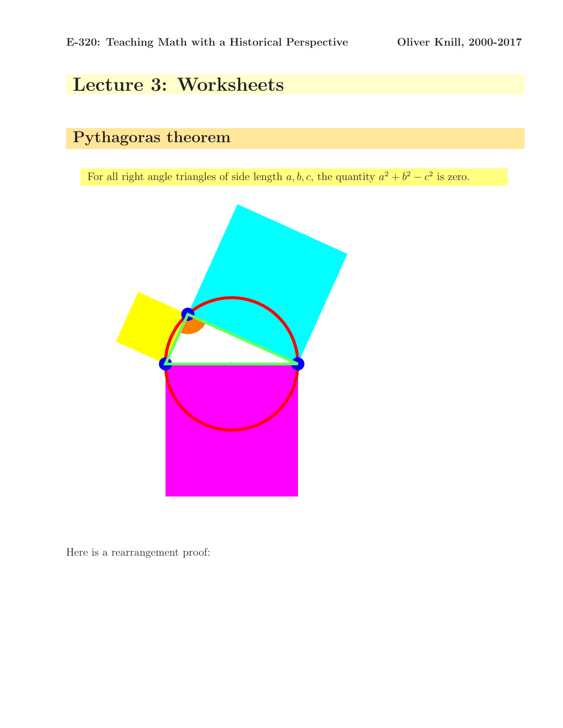# Lecture 3: Worksheets

## Pythagoras theorem

For all right angle triangles of side length $a, b, c$, the quantity $a^2 + b^2 - c^2$ is zero.

Here is a rearrangement proof: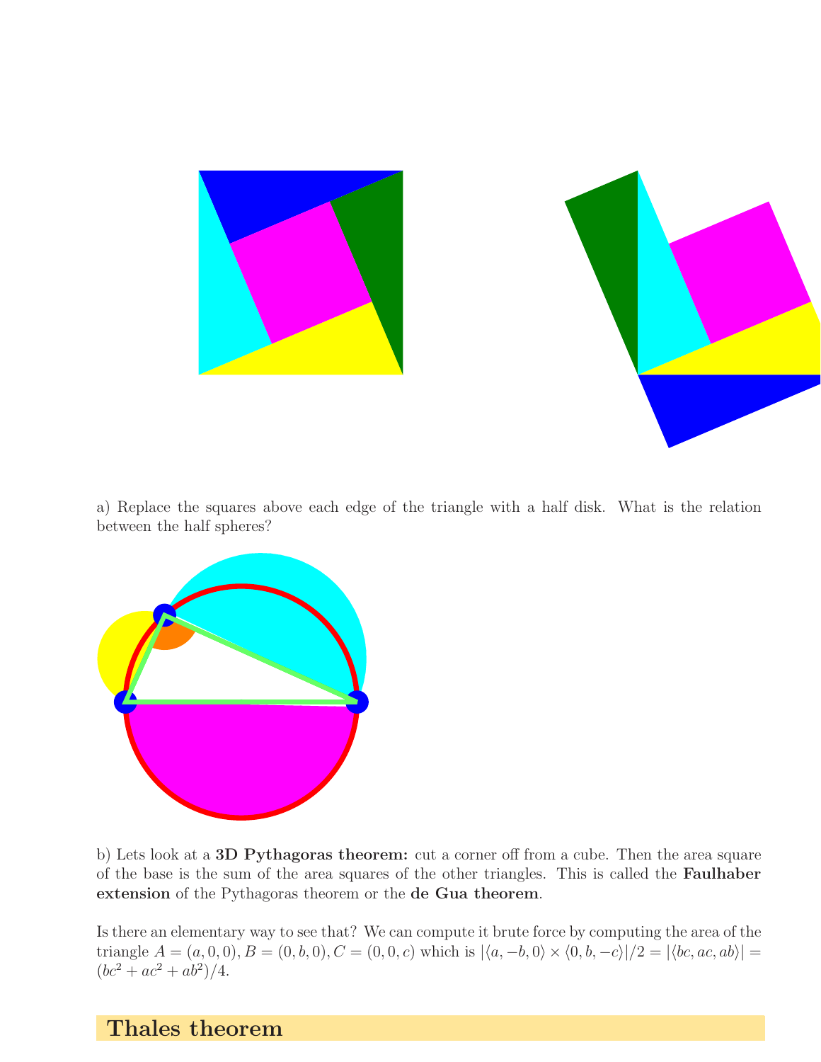a) Replace the squares above each edge of the triangle with a half disk. What is the relation between the half spheres?

b) Lets look at a **3D Pythagoras theorem:** cut a corner off from a cube. Then the area square of the base is the sum of the area squares of the other triangles. This is called the **Faulhaber extension** of the Pythagoras theorem or the **de Gua theorem**.

Is there an elementary way to see that? We can compute it brute force by computing the area of the triangle $A = (a, 0, 0), B = (0, b, 0), C = (0, 0, c)$ which is $|\langle a, -b, 0\rangle \times \langle 0, b, -c\rangle|/2 = |\langle bc, ac, ab\rangle| = (bc^2 + ac^2 + ab^2)/4$.

## Thales theorem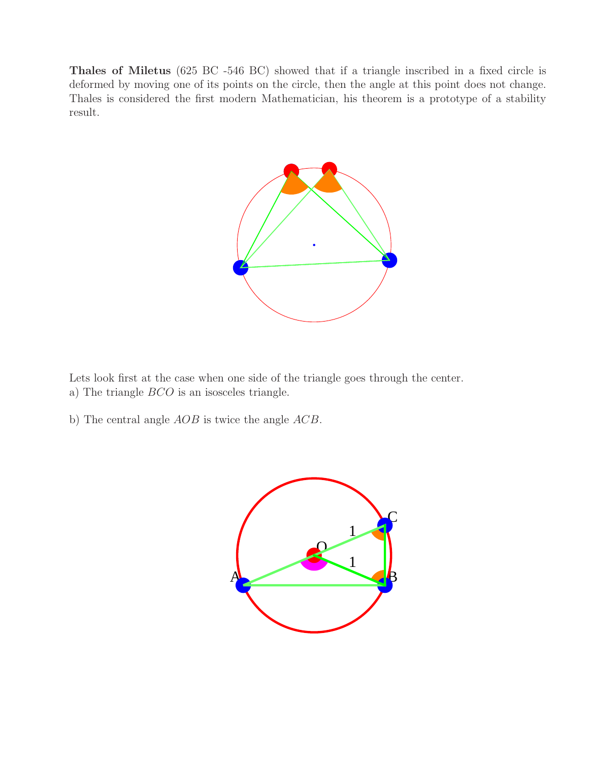**Thales of Miletus** (625 BC -546 BC) showed that if a triangle inscribed in a fixed circle is deformed by moving one of its points on the circle, then the angle at this point does not change. Thales is considered the first modern Mathematician, his theorem is a prototype of a stability result.

Lets look first at the case when one side of the triangle goes through the center.
a) The triangle $BCO$ is an isosceles triangle.

b) The central angle $AOB$ is twice the angle $ACB$.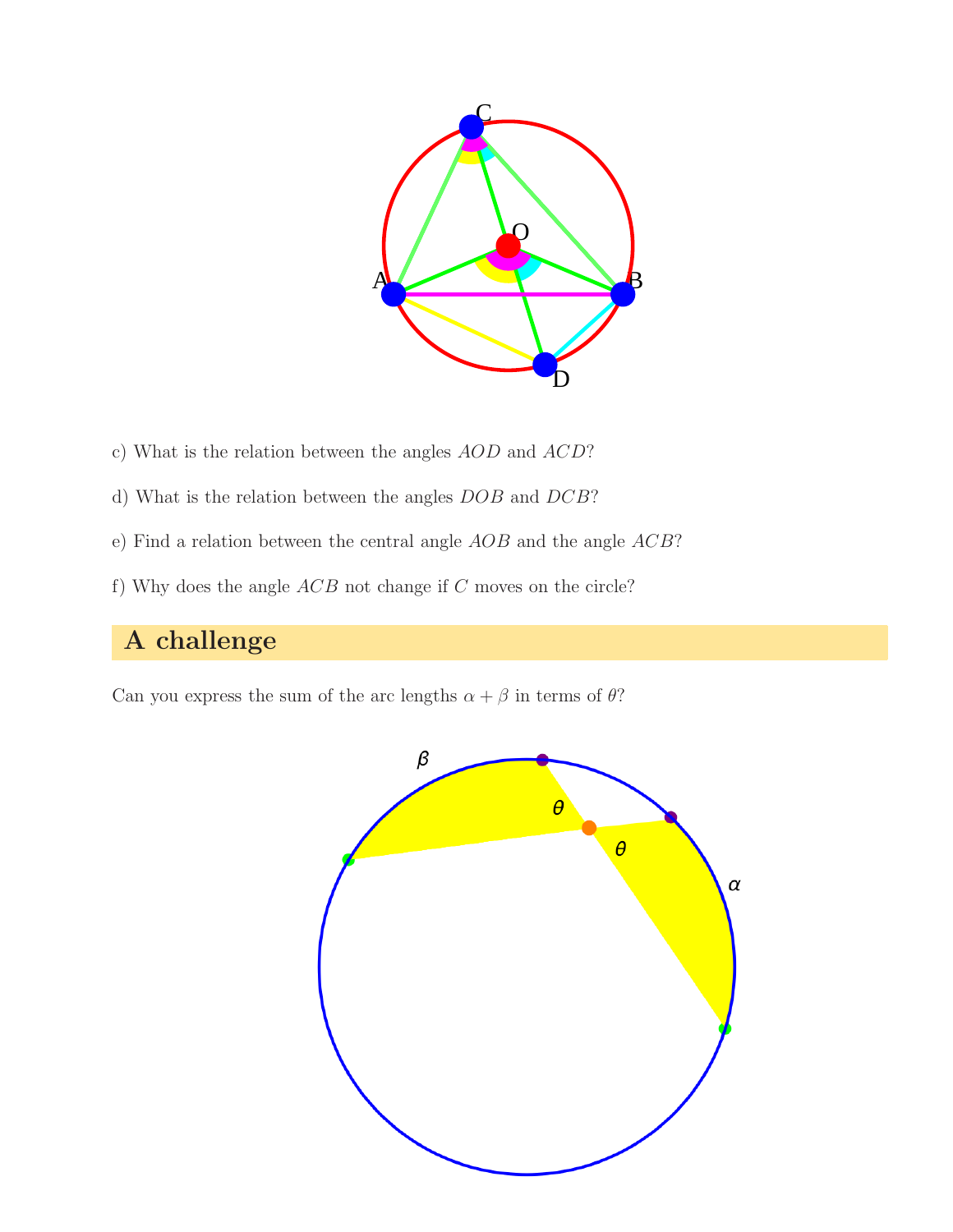c) What is the relation between the angles $AOD$ and $ACD$?

d) What is the relation between the angles $DOB$ and $DCB$?

e) Find a relation between the central angle $AOB$ and the angle $ACB$?

f) Why does the angle $ACB$ not change if $C$ moves on the circle?

## A challenge

Can you express the sum of the arc lengths $\alpha + \beta$ in terms of $\theta$?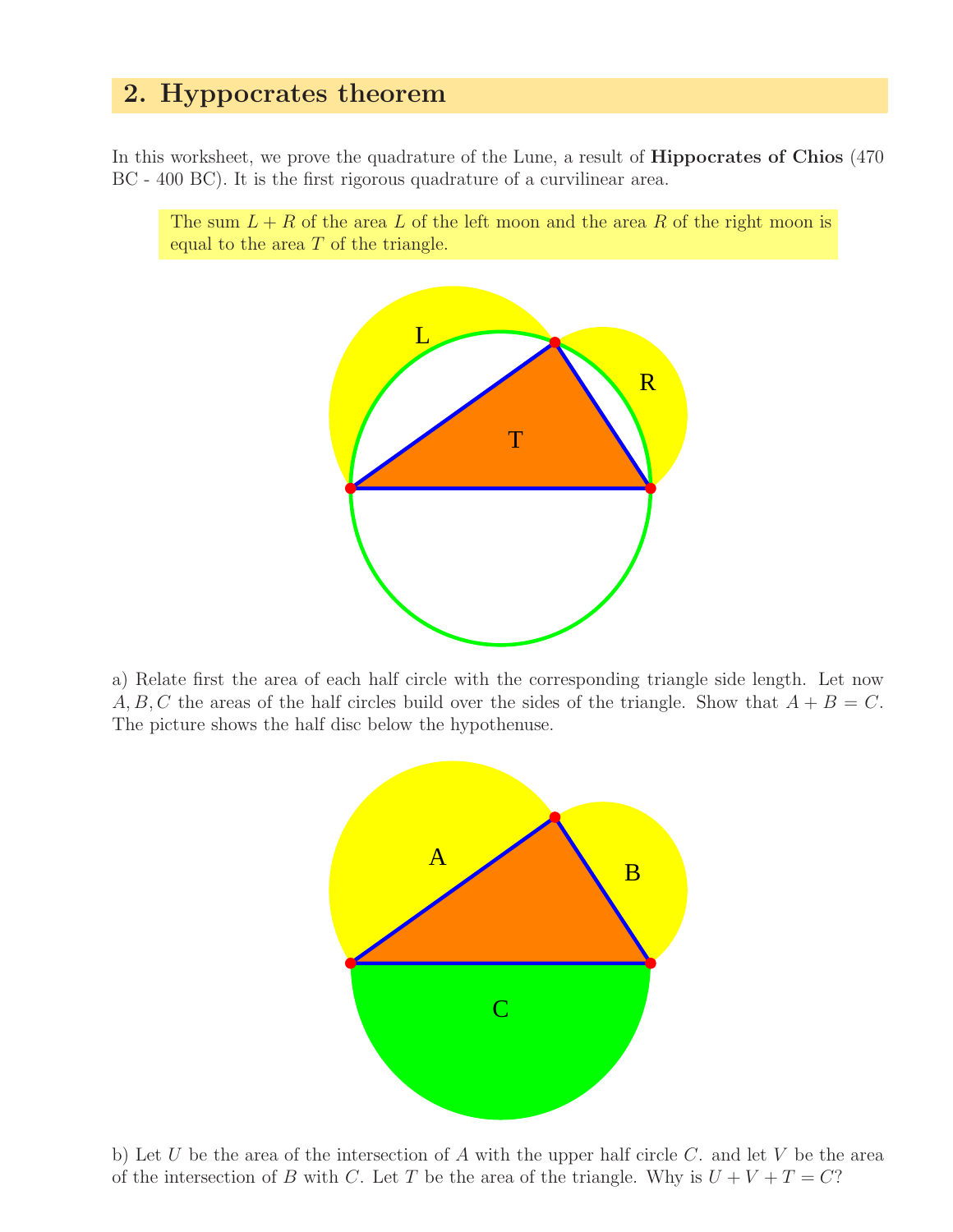## 2. Hyppocrates theorem

In this worksheet, we prove the quadrature of the Lune, a result of **Hippocrates of Chios** (470 BC - 400 BC). It is the first rigorous quadrature of a curvilinear area.

> The sum $L + R$ of the area $L$ of the left moon and the area $R$ of the right moon is equal to the area $T$ of the triangle.

a) Relate first the area of each half circle with the corresponding triangle side length. Let now $A, B, C$ the areas of the half circles build over the sides of the triangle. Show that $A + B = C$. The picture shows the half disc below the hypothenuse.

b) Let $U$ be the area of the intersection of $A$ with the upper half circle $C$. and let $V$ be the area of the intersection of $B$ with $C$. Let $T$ be the area of the triangle. Why is $U + V + T = C$?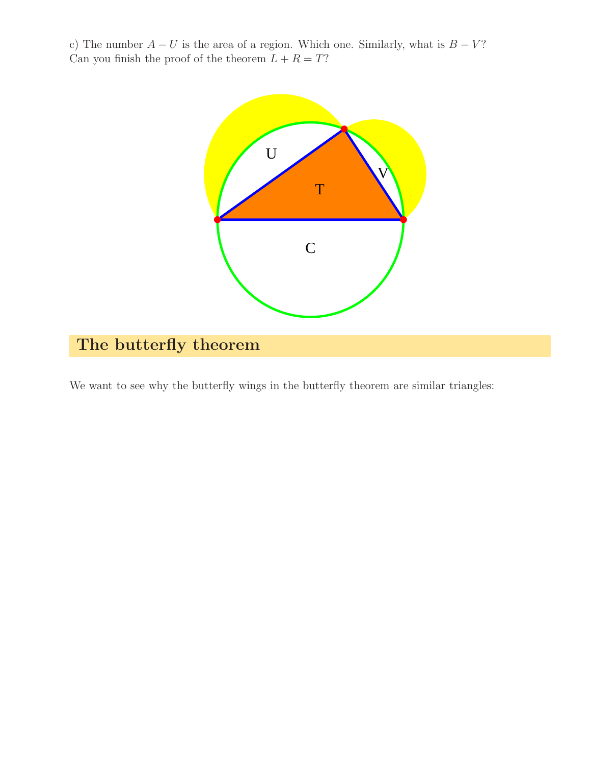c) The number $A - U$ is the area of a region. Which one. Similarly, what is $B - V$? Can you finish the proof of the theorem $L + R = T$?

## The butterfly theorem

We want to see why the butterfly wings in the butterfly theorem are similar triangles: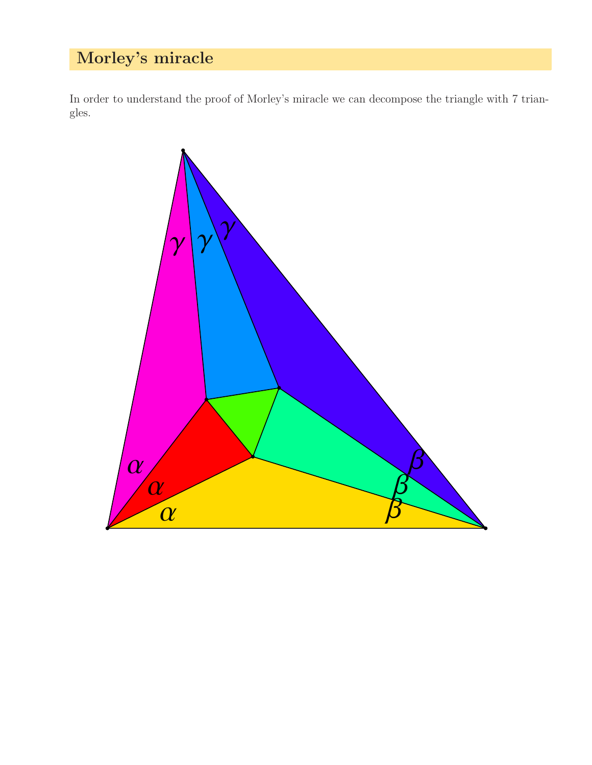## Morley's miracle

In order to understand the proof of Morley's miracle we can decompose the triangle with 7 triangles.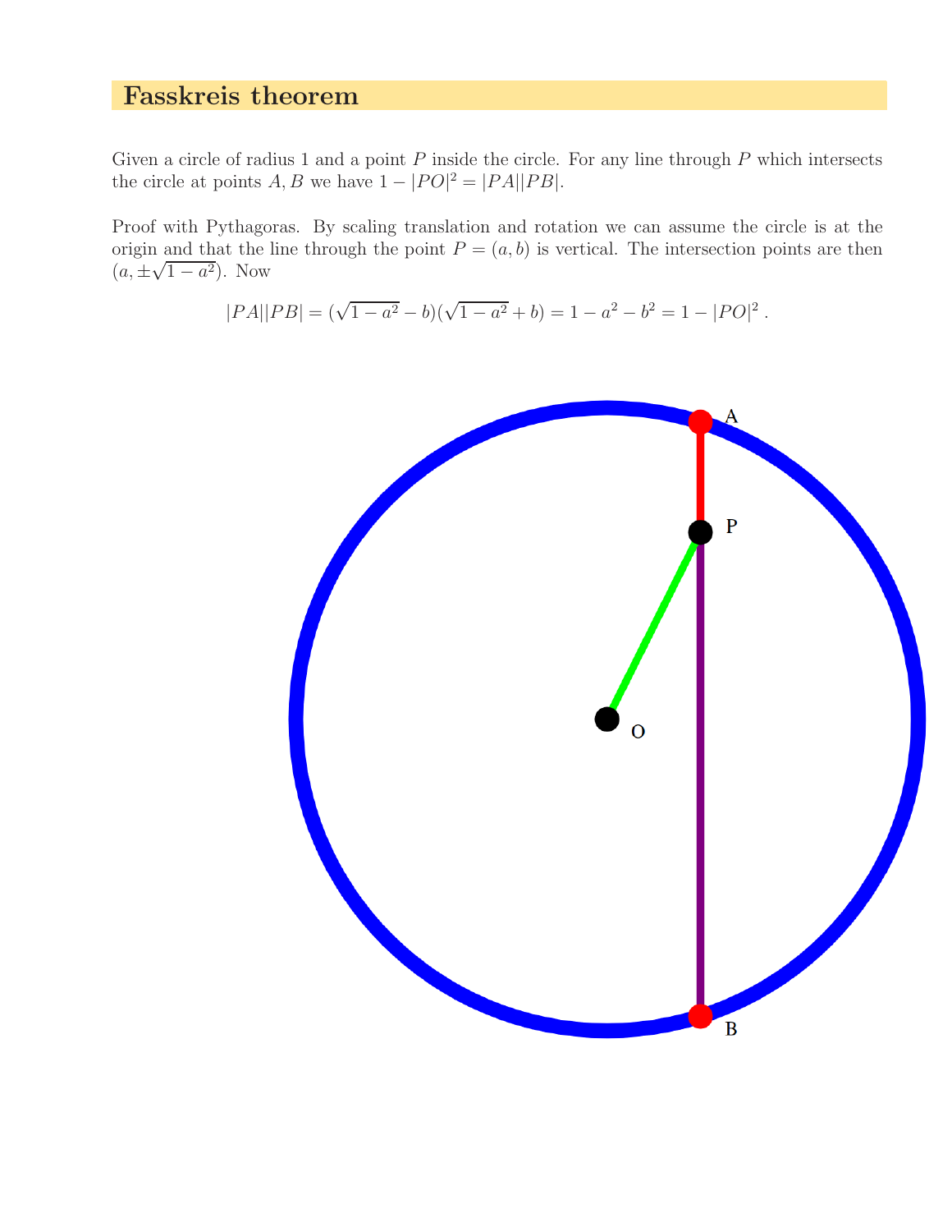# Fasskreis theorem

Given a circle of radius 1 and a point $P$ inside the circle. For any line through $P$ which intersects the circle at points $A, B$ we have $1 - |PO|^2 = |PA||PB|$.

Proof with Pythagoras. By scaling translation and rotation we can assume the circle is at the origin and that the line through the point $P = (a, b)$ is vertical. The intersection points are then $(a, \pm\sqrt{1-a^2})$. Now

$$|PA||PB| = (\sqrt{1-a^2} - b)(\sqrt{1-a^2} + b) = 1 - a^2 - b^2 = 1 - |PO|^2 \,.$$

A

P

O

B